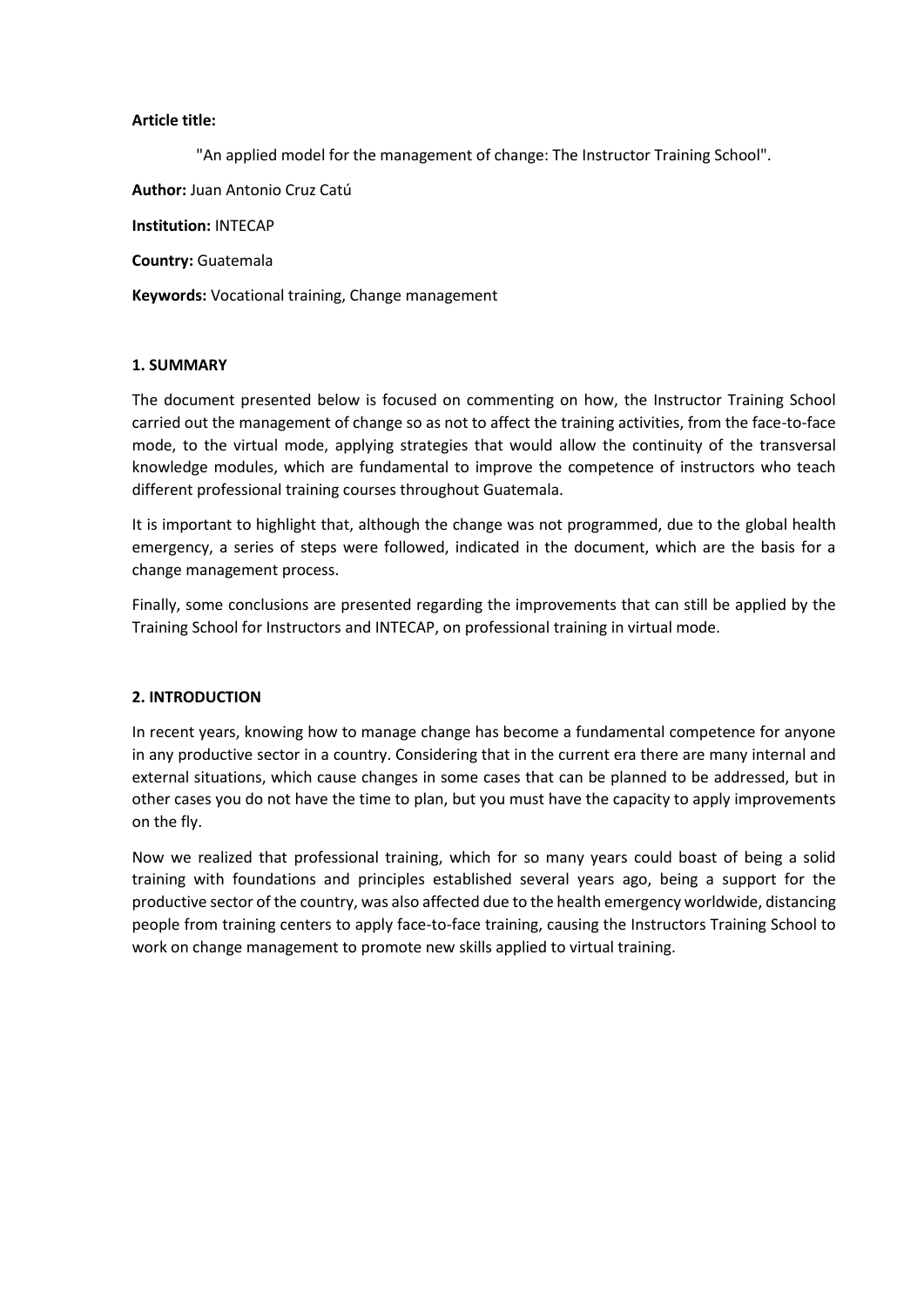**Article title:**

"An applied model for the management of change: The Instructor Training School".

**Author:** Juan Antonio Cruz Catú

**Institution:** INTECAP

**Country:** Guatemala

**Keywords:** Vocational training, Change management

## 1. SUMMARY

The document presented below is focused on commenting on how, the Instructor Training School carried out the management of change so as not to affect the training activities, from the face-to-face mode, to the virtual mode, applying strategies that would allow the continuity of the transversal knowledge modules, which are fundamental to improve the competence of instructors who teach different professional training courses throughout Guatemala.

It is important to highlight that, although the change was not programmed, due to the global health emergency, a series of steps were followed, indicated in the document, which are the basis for a change management process.

Finally, some conclusions are presented regarding the improvements that can still be applied by the Training School for Instructors and INTECAP, on professional training in virtual mode.

## 2. INTRODUCTION

In recent years, knowing how to manage change has become a fundamental competence for anyone in any productive sector in a country. Considering that in the current era there are many internal and external situations, which cause changes in some cases that can be planned to be addressed, but in other cases you do not have the time to plan, but you must have the capacity to apply improvements on the fly.

Now we realized that professional training, which for so many years could boast of being a solid training with foundations and principles established several years ago, being a support for the productive sector of the country, was also affected due to the health emergency worldwide, distancing people from training centers to apply face-to-face training, causing the Instructors Training School to work on change management to promote new skills applied to virtual training.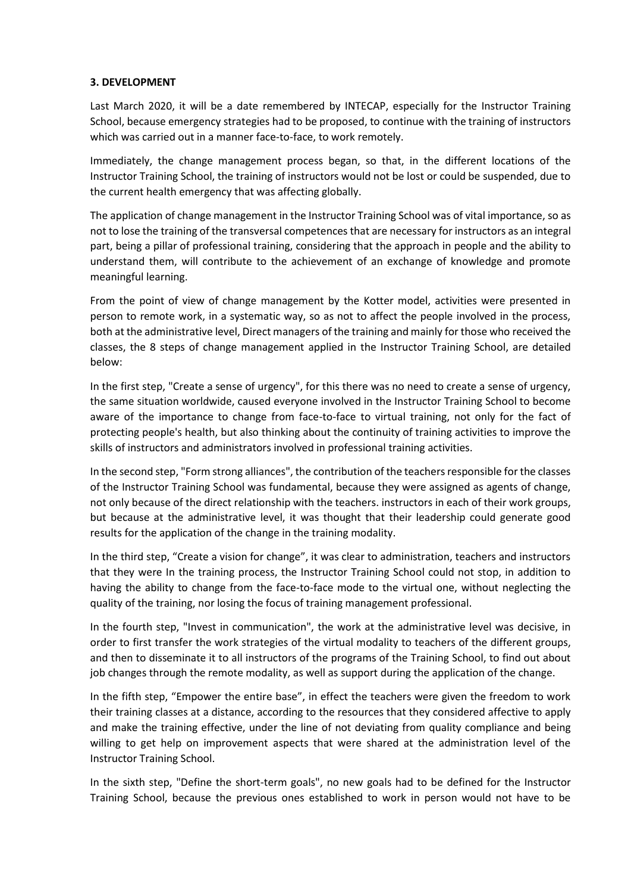### 3. DEVELOPMENT

Last March 2020, it will be a date remembered by INTECAP, especially for the Instructor Training School, because emergency strategies had to be proposed, to continue with the training of instructors which was carried out in a manner face-to-face, to work remotely.

Immediately, the change management process began, so that, in the different locations of the Instructor Training School, the training of instructors would not be lost or could be suspended, due to the current health emergency that was affecting globally.

The application of change management in the Instructor Training School was of vital importance, so as not to lose the training of the transversal competences that are necessary for instructors as an integral part, being a pillar of professional training, considering that the approach in people and the ability to understand them, will contribute to the achievement of an exchange of knowledge and promote meaningful learning.

From the point of view of change management by the Kotter model, activities were presented in person to remote work, in a systematic way, so as not to affect the people involved in the process, both at the administrative level, Direct managers of the training and mainly for those who received the classes, the 8 steps of change management applied in the Instructor Training School, are detailed below:

In the first step, "Create a sense of urgency", for this there was no need to create a sense of urgency, the same situation worldwide, caused everyone involved in the Instructor Training School to become aware of the importance to change from face-to-face to virtual training, not only for the fact of protecting people's health, but also thinking about the continuity of training activities to improve the skills of instructors and administrators involved in professional training activities.

In the second step, "Form strong alliances", the contribution of the teachers responsible for the classes of the Instructor Training School was fundamental, because they were assigned as agents of change, not only because of the direct relationship with the teachers. instructors in each of their work groups, but because at the administrative level, it was thought that their leadership could generate good results for the application of the change in the training modality.

In the third step, "Create a vision for change", it was clear to administration, teachers and instructors that they were In the training process, the Instructor Training School could not stop, in addition to having the ability to change from the face-to-face mode to the virtual one, without neglecting the quality of the training, nor losing the focus of training management professional.

In the fourth step, "Invest in communication", the work at the administrative level was decisive, in order to first transfer the work strategies of the virtual modality to teachers of the different groups, and then to disseminate it to all instructors of the programs of the Training School, to find out about job changes through the remote modality, as well as support during the application of the change.

In the fifth step, "Empower the entire base", in effect the teachers were given the freedom to work their training classes at a distance, according to the resources that they considered affective to apply and make the training effective, under the line of not deviating from quality compliance and being willing to get help on improvement aspects that were shared at the administration level of the Instructor Training School.

In the sixth step, "Define the short-term goals", no new goals had to be defined for the Instructor Training School, because the previous ones established to work in person would not have to be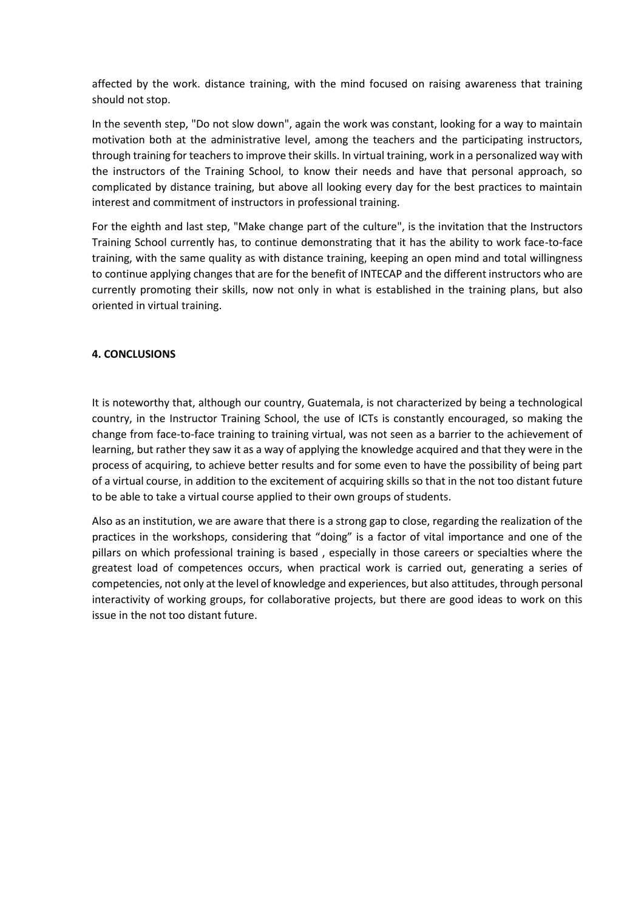affected by the work. distance training, with the mind focused on raising awareness that training should not stop.

In the seventh step, "Do not slow down", again the work was constant, looking for a way to maintain motivation both at the administrative level, among the teachers and the participating instructors, through training for teachers to improve their skills. In virtual training, work in a personalized way with the instructors of the Training School, to know their needs and have that personal approach, so complicated by distance training, but above all looking every day for the best practices to maintain interest and commitment of instructors in professional training.

For the eighth and last step, "Make change part of the culture", is the invitation that the Instructors Training School currently has, to continue demonstrating that it has the ability to work face-to-face training, with the same quality as with distance training, keeping an open mind and total willingness to continue applying changes that are for the benefit of INTECAP and the different instructors who are currently promoting their skills, now not only in what is established in the training plans, but also oriented in virtual training.

## 4. CONCLUSIONS

It is noteworthy that, although our country, Guatemala, is not characterized by being a technological country, in the Instructor Training School, the use of ICTs is constantly encouraged, so making the change from face-to-face training to training virtual, was not seen as a barrier to the achievement of learning, but rather they saw it as a way of applying the knowledge acquired and that they were in the process of acquiring, to achieve better results and for some even to have the possibility of being part of a virtual course, in addition to the excitement of acquiring skills so that in the not too distant future to be able to take a virtual course applied to their own groups of students.

Also as an institution, we are aware that there is a strong gap to close, regarding the realization of the practices in the workshops, considering that "doing" is a factor of vital importance and one of the pillars on which professional training is based , especially in those careers or specialties where the greatest load of competences occurs, when practical work is carried out, generating a series of competencies, not only at the level of knowledge and experiences, but also attitudes, through personal interactivity of working groups, for collaborative projects, but there are good ideas to work on this issue in the not too distant future.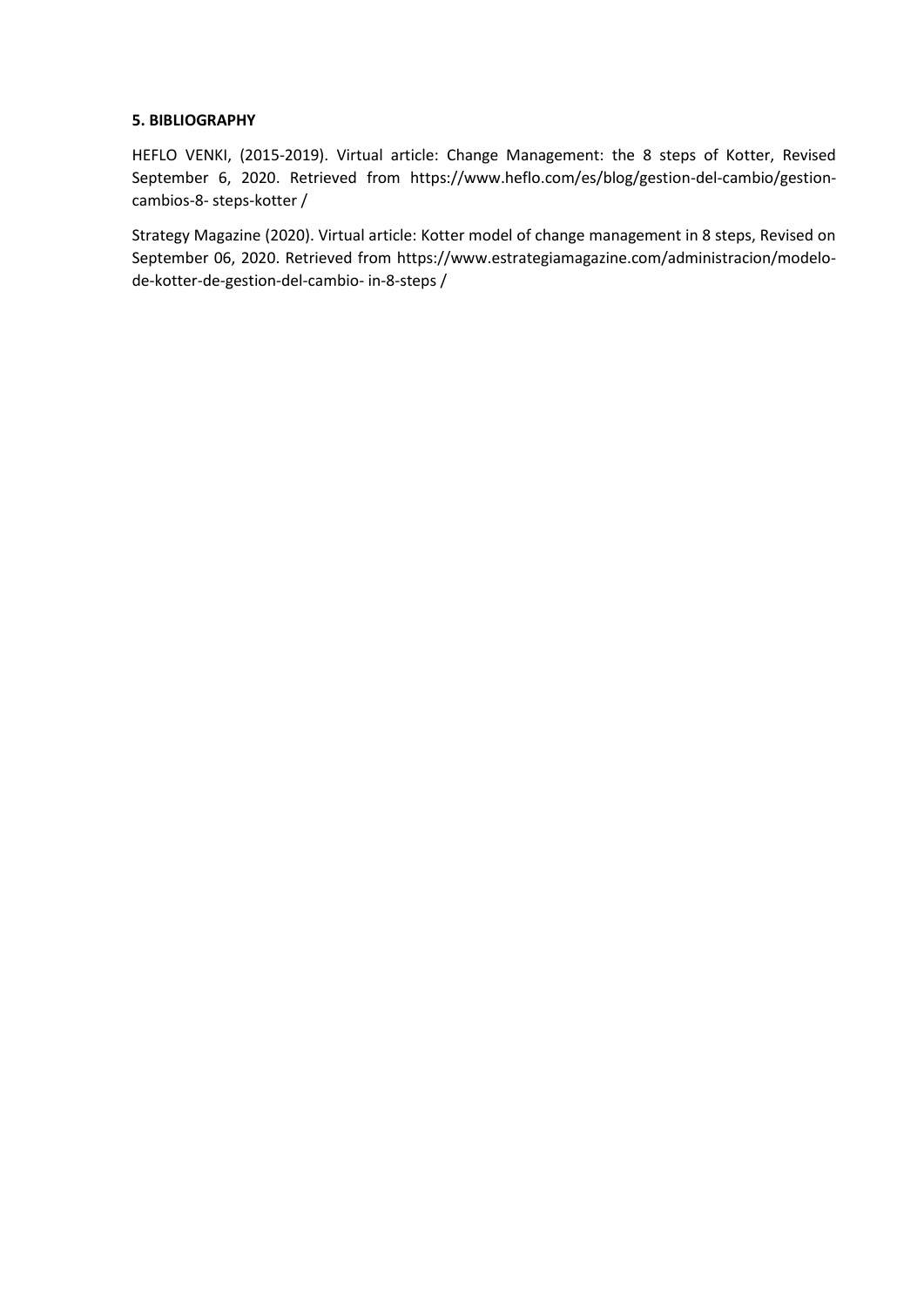### 5. BIBLIOGRAPHY

HEFLO VENKI, (2015-2019). Virtual article: Change Management: the 8 steps of Kotter, Revised September 6, 2020. Retrieved from https://www.heflo.com/es/blog/gestion-del-cambio/gestion-cambios-8- steps-kotter /

Strategy Magazine (2020). Virtual article: Kotter model of change management in 8 steps, Revised on September 06, 2020. Retrieved from https://www.estrategiamagazine.com/administracion/modelo-de-kotter-de-gestion-del-cambio- in-8-steps /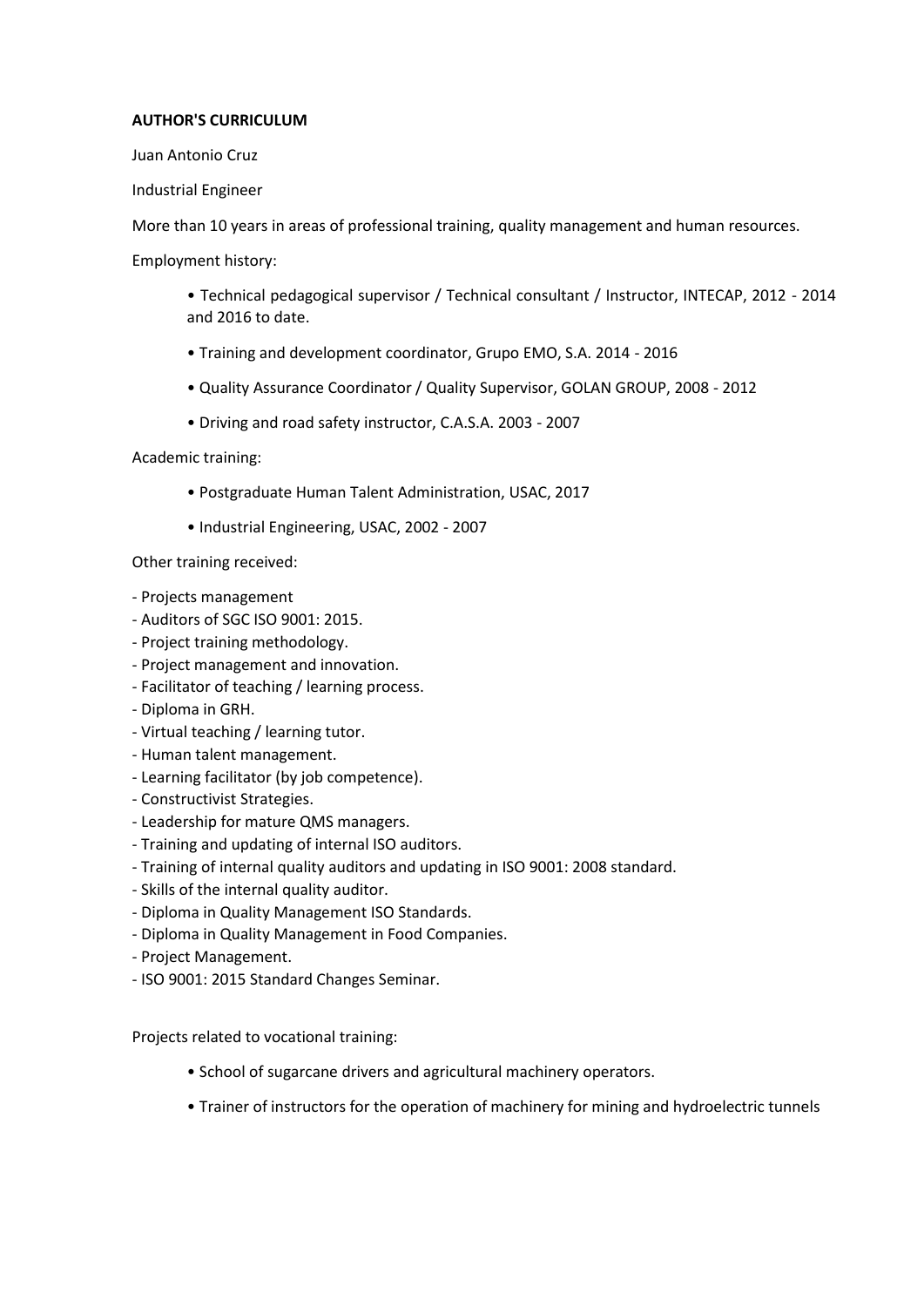**AUTHOR'S CURRICULUM**

Juan Antonio Cruz

Industrial Engineer

More than 10 years in areas of professional training, quality management and human resources.

Employment history:

- Technical pedagogical supervisor / Technical consultant / Instructor, INTECAP, 2012 - 2014 and 2016 to date.
- Training and development coordinator, Grupo EMO, S.A. 2014 - 2016
- Quality Assurance Coordinator / Quality Supervisor, GOLAN GROUP, 2008 - 2012
- Driving and road safety instructor, C.A.S.A. 2003 - 2007

Academic training:

- Postgraduate Human Talent Administration, USAC, 2017
- Industrial Engineering, USAC, 2002 - 2007

Other training received:

- Projects management
- Auditors of SGC ISO 9001: 2015.
- Project training methodology.
- Project management and innovation.
- Facilitator of teaching / learning process.
- Diploma in GRH.
- Virtual teaching / learning tutor.
- Human talent management.
- Learning facilitator (by job competence).
- Constructivist Strategies.
- Leadership for mature QMS managers.
- Training and updating of internal ISO auditors.
- Training of internal quality auditors and updating in ISO 9001: 2008 standard.
- Skills of the internal quality auditor.
- Diploma in Quality Management ISO Standards.
- Diploma in Quality Management in Food Companies.
- Project Management.
- ISO 9001: 2015 Standard Changes Seminar.

Projects related to vocational training:

- School of sugarcane drivers and agricultural machinery operators.
- Trainer of instructors for the operation of machinery for mining and hydroelectric tunnels